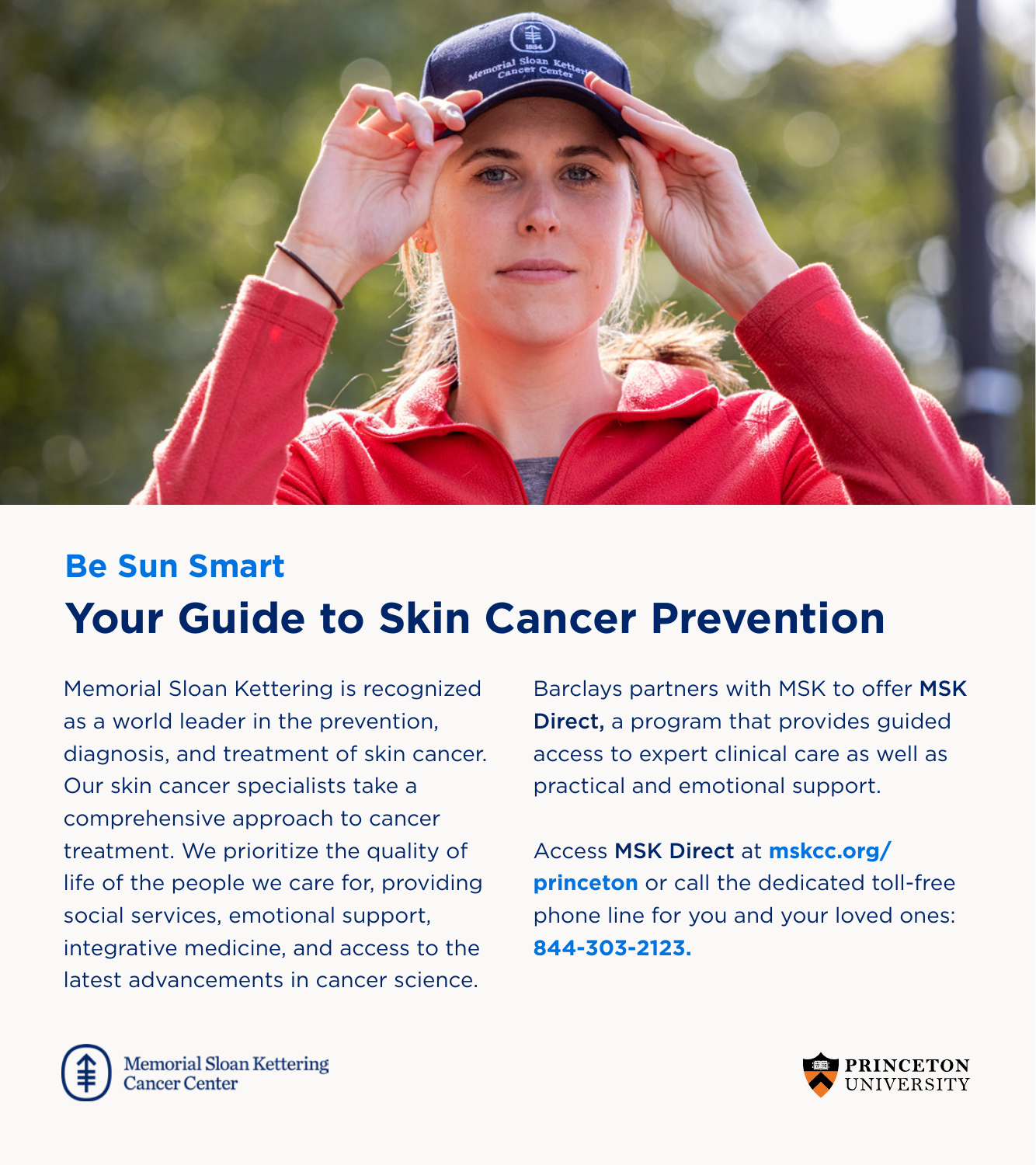## Be Sun Smart

# Your Guide to Skin Cancer Prevention

Memorial Sloan Kettering is recognized as a world leader in the prevention, diagnosis, and treatment of skin cancer. Our skin cancer specialists take a comprehensive approach to cancer treatment. We prioritize the quality of life of the people we care for, providing social services, emotional support, integrative medicine, and access to the latest advancements in cancer science.

Barclays partners with MSK to offer **MSK Direct,** a program that provides guided access to expert clinical care as well as practical and emotional support.

Access **MSK Direct** at **mskcc.org/princeton** or call the dedicated toll-free phone line for you and your loved ones: **844-303-2123.**

Memorial Sloan Kettering Cancer Center

PRINCETON UNIVERSITY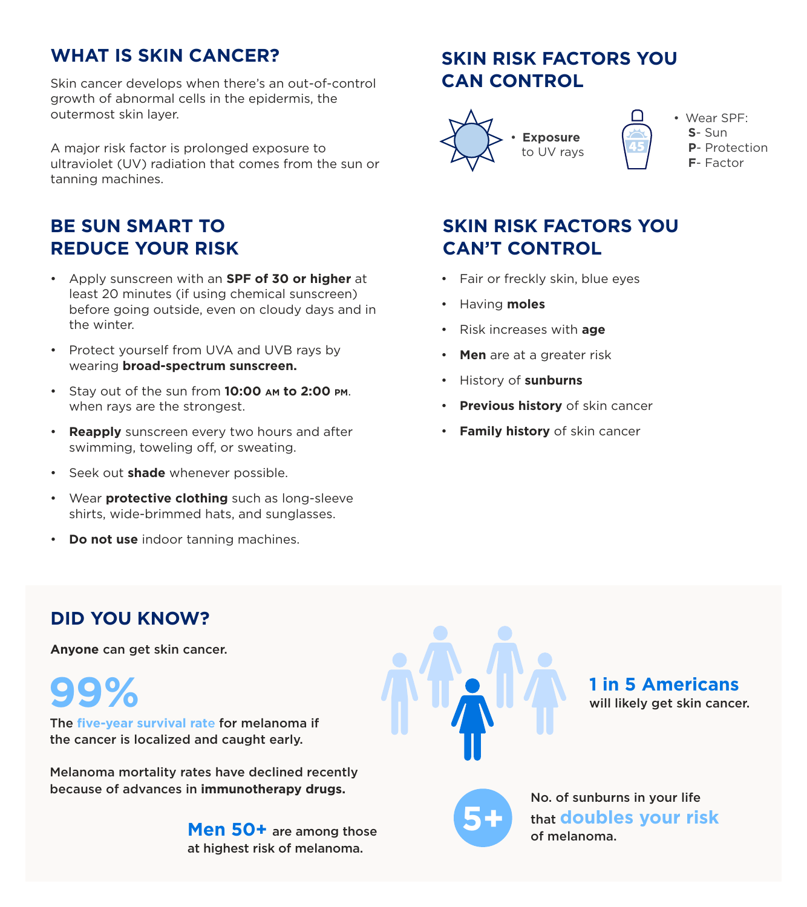## WHAT IS SKIN CANCER?

Skin cancer develops when there's an out-of-control growth of abnormal cells in the epidermis, the outermost skin layer.

A major risk factor is prolonged exposure to ultraviolet (UV) radiation that comes from the sun or tanning machines.

## BE SUN SMART TO REDUCE YOUR RISK

- Apply sunscreen with an **SPF of 30 or higher** at least 20 minutes (if using chemical sunscreen) before going outside, even on cloudy days and in the winter.
- Protect yourself from UVA and UVB rays by wearing **broad-spectrum sunscreen.**
- Stay out of the sun from **10:00 AM to 2:00 PM**. when rays are the strongest.
- **Reapply** sunscreen every two hours and after swimming, toweling off, or sweating.
- Seek out **shade** whenever possible.
- Wear **protective clothing** such as long-sleeve shirts, wide-brimmed hats, and sunglasses.
- **Do not use** indoor tanning machines.

## SKIN RISK FACTORS YOU CAN CONTROL

- **Exposure** to UV rays
- Wear SPF:
  **S**- Sun
  **P**- Protection
  **F**- Factor

## SKIN RISK FACTORS YOU CAN'T CONTROL

- Fair or freckly skin, blue eyes
- Having **moles**
- Risk increases with **age**
- **Men** are at a greater risk
- History of **sunburns**
- **Previous history** of skin cancer
- **Family history** of skin cancer

## DID YOU KNOW?

**Anyone** can get skin cancer.

**99%**

The five-year survival rate for melanoma if the cancer is localized and caught early.

Melanoma mortality rates have declined recently because of advances in **immunotherapy drugs.**

**Men 50+** are among those at highest risk of melanoma.

**1 in 5 Americans** will likely get skin cancer.

**5+** No. of sunburns in your life that **doubles your risk** of melanoma.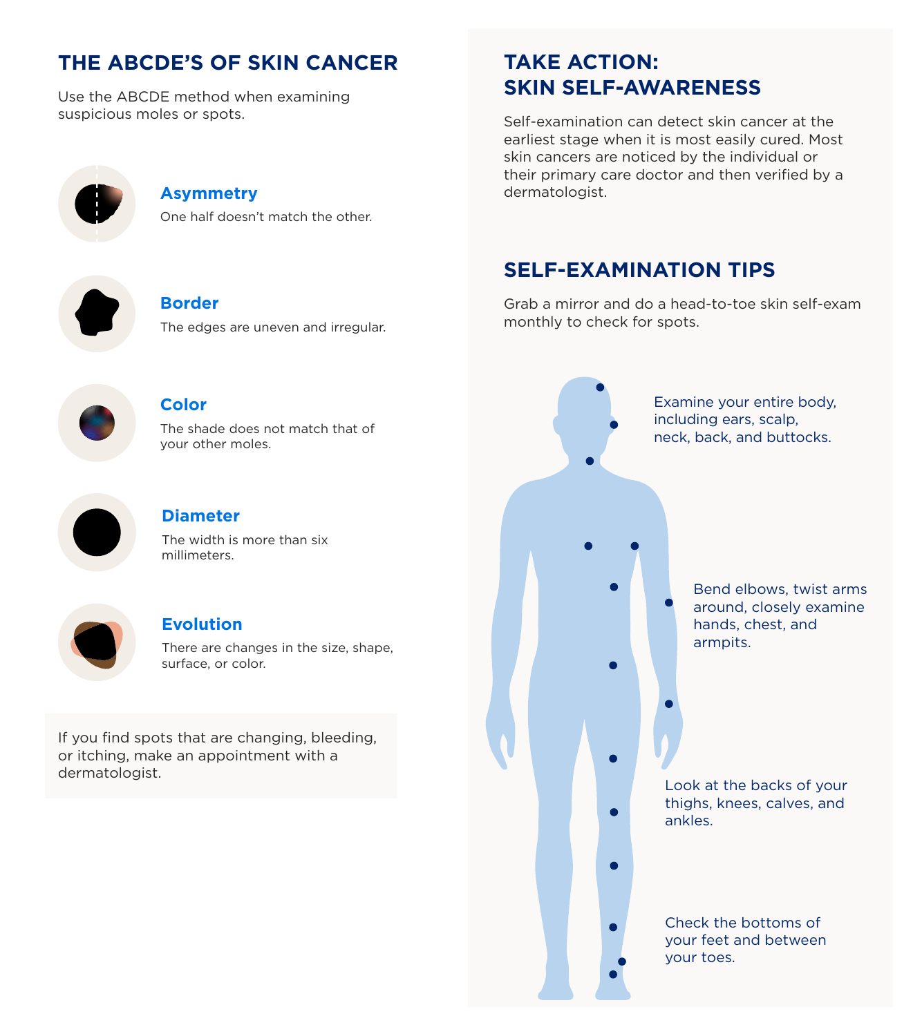## THE ABCDE'S OF SKIN CANCER

Use the ABCDE method when examining suspicious moles or spots.

**Asymmetry**
One half doesn't match the other.

**Border**
The edges are uneven and irregular.

**Color**
The shade does not match that of your other moles.

**Diameter**
The width is more than six millimeters.

**Evolution**
There are changes in the size, shape, surface, or color.

If you find spots that are changing, bleeding, or itching, make an appointment with a dermatologist.

## TAKE ACTION: SKIN SELF-AWARENESS

Self-examination can detect skin cancer at the earliest stage when it is most easily cured. Most skin cancers are noticed by the individual or their primary care doctor and then verified by a dermatologist.

## SELF-EXAMINATION TIPS

Grab a mirror and do a head-to-toe skin self-exam monthly to check for spots.

Examine your entire body, including ears, scalp, neck, back, and buttocks.

Bend elbows, twist arms around, closely examine hands, chest, and armpits.

Look at the backs of your thighs, knees, calves, and ankles.

Check the bottoms of your feet and between your toes.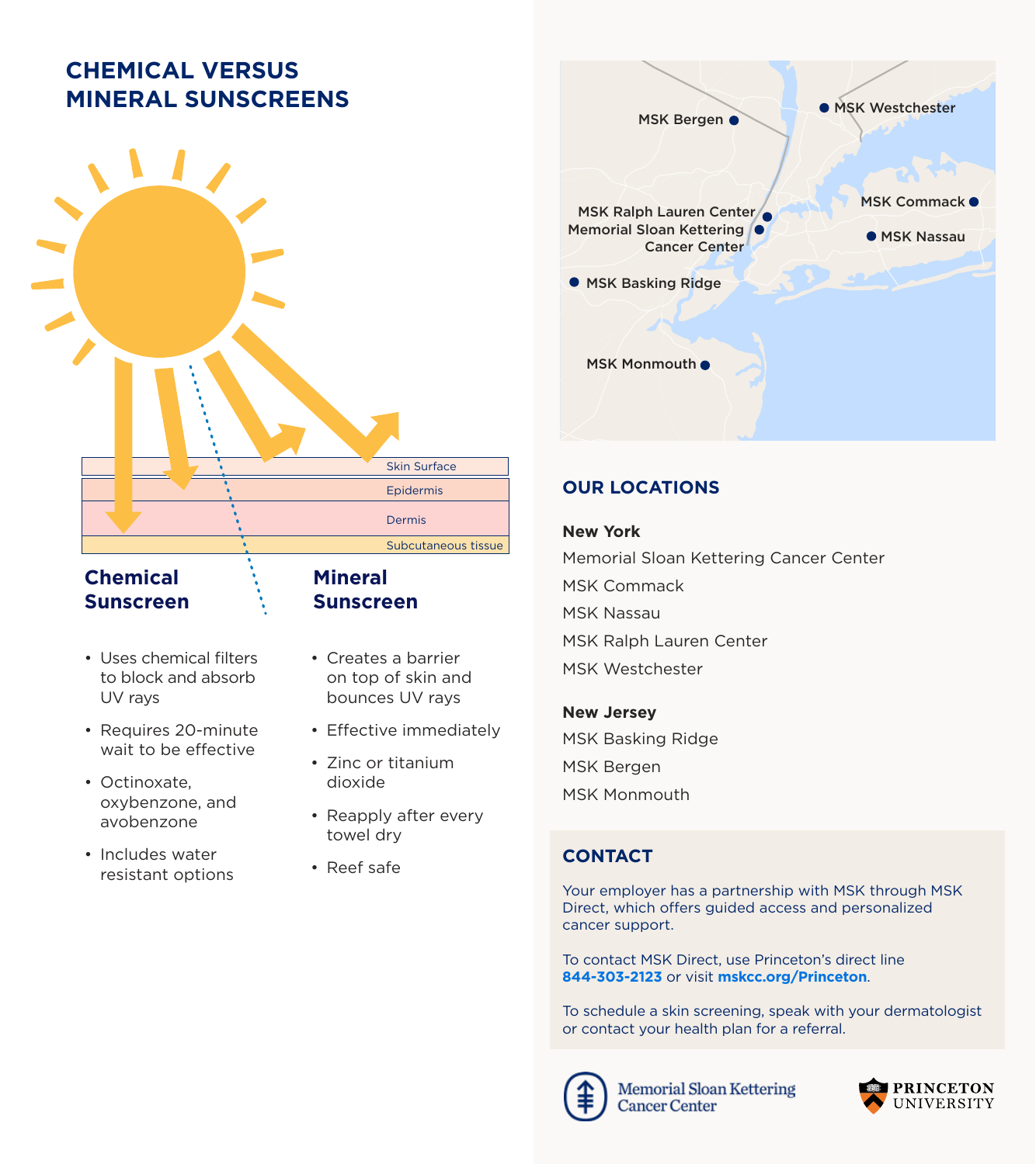# CHEMICAL VERSUS MINERAL SUNSCREENS

Skin Surface

Epidermis

Dermis

Subcutaneous tissue

### Chemical Sunscreen

- Uses chemical filters to block and absorb UV rays
- Requires 20-minute wait to be effective
- Octinoxate, oxybenzone, and avobenzone
- Includes water resistant options

### Mineral Sunscreen

- Creates a barrier on top of skin and bounces UV rays
- Effective immediately
- Zinc or titanium dioxide
- Reapply after every towel dry
- Reef safe

MSK Bergen

MSK Westchester

MSK Ralph Lauren Center

Memorial Sloan Kettering Cancer Center

MSK Commack

MSK Nassau

MSK Basking Ridge

MSK Monmouth

## OUR LOCATIONS

**New York**

Memorial Sloan Kettering Cancer Center

MSK Commack

MSK Nassau

MSK Ralph Lauren Center

MSK Westchester

**New Jersey**

MSK Basking Ridge

MSK Bergen

MSK Monmouth

## CONTACT

Your employer has a partnership with MSK through MSK Direct, which offers guided access and personalized cancer support.

To contact MSK Direct, use Princeton's direct line **844-303-2123** or visit **mskcc.org/Princeton**.

To schedule a skin screening, speak with your dermatologist or contact your health plan for a referral.

Memorial Sloan Kettering Cancer Center

PRINCETON UNIVERSITY